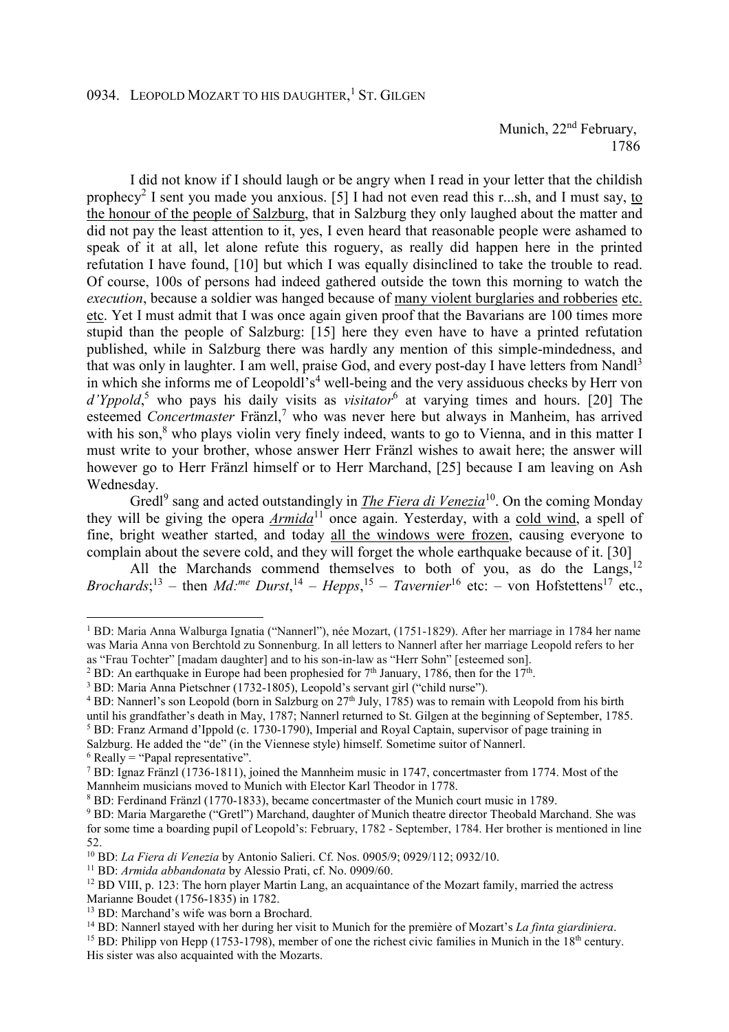0934. LEOPOLD MOZART TO HIS DAUGHTER,[1] ST. GILGEN

Munich, 22nd February, 1786

I did not know if I should laugh or be angry when I read in your letter that the childish prophecy[2] I sent you made you anxious. [5] I had not even read this r...sh, and I must say, to the honour of the people of Salzburg, that in Salzburg they only laughed about the matter and did not pay the least attention to it, yes, I even heard that reasonable people were ashamed to speak of it at all, let alone refute this roguery, as really did happen here in the printed refutation I have found, [10] but which I was equally disinclined to take the trouble to read. Of course, 100s of persons had indeed gathered outside the town this morning to watch the *execution*, because a soldier was hanged because of many violent burglaries and robberies etc. etc. Yet I must admit that I was once again given proof that the Bavarians are 100 times more stupid than the people of Salzburg: [15] here they even have to have a printed refutation published, while in Salzburg there was hardly any mention of this simple-mindedness, and that was only in laughter. I am well, praise God, and every post-day I have letters from Nandl[3] in which she informs me of Leopoldl's[4] well-being and the very assiduous checks by Herr von *d'Yppold*,[5] who pays his daily visits as *visitator*[6] at varying times and hours. [20] The esteemed *Concertmaster* Fränzl,[7] who was never here but always in Manheim, has arrived with his son,[8] who plays violin very finely indeed, wants to go to Vienna, and in this matter I must write to your brother, whose answer Herr Fränzl wishes to await here; the answer will however go to Herr Fränzl himself or to Herr Marchand, [25] because I am leaving on Ash Wednesday.

Gredl[9] sang and acted outstandingly in ***The Fiera di Venezia***[10]. On the coming Monday they will be giving the opera ***Armida***[11] once again. Yesterday, with a cold wind, a spell of fine, bright weather started, and today all the windows were frozen, causing everyone to complain about the severe cold, and they will forget the whole earthquake because of it. [30]

All the Marchands commend themselves to both of you, as do the Langs,[12] *Brochards*;[13] – then *Md:me Durst*,[14] – *Hepps*,[15] – *Tavernier*[16] etc: – von Hofstettens[17] etc.,

---

[1] BD: Maria Anna Walburga Ignatia ("Nannerl"), née Mozart, (1751-1829). After her marriage in 1784 her name was Maria Anna von Berchtold zu Sonnenburg. In all letters to Nannerl after her marriage Leopold refers to her as "Frau Tochter" [madam daughter] and to his son-in-law as "Herr Sohn" [esteemed son].

[2] BD: An earthquake in Europe had been prophesied for 7th January, 1786, then for the 17th.

[3] BD: Maria Anna Pietschner (1732-1805), Leopold's servant girl ("child nurse").

[4] BD: Nannerl's son Leopold (born in Salzburg on 27th July, 1785) was to remain with Leopold from his birth until his grandfather's death in May, 1787; Nannerl returned to St. Gilgen at the beginning of September, 1785.

[5] BD: Franz Armand d'Ippold (c. 1730-1790), Imperial and Royal Captain, supervisor of page training in Salzburg. He added the "de" (in the Viennese style) himself. Sometime suitor of Nannerl.

[6] Really = "Papal representative".

[7] BD: Ignaz Fränzl (1736-1811), joined the Mannheim music in 1747, concertmaster from 1774. Most of the Mannheim musicians moved to Munich with Elector Karl Theodor in 1778.

[8] BD: Ferdinand Fränzl (1770-1833), became concertmaster of the Munich court music in 1789.

[9] BD: Maria Margarethe ("Gretl") Marchand, daughter of Munich theatre director Theobald Marchand. She was for some time a boarding pupil of Leopold's: February, 1782 - September, 1784. Her brother is mentioned in line 52.

[10] BD: *La Fiera di Venezia* by Antonio Salieri. Cf. Nos. 0905/9; 0929/112; 0932/10.

[11] BD: *Armida abbandonata* by Alessio Prati, cf. No. 0909/60.

[12] BD VIII, p. 123: The horn player Martin Lang, an acquaintance of the Mozart family, married the actress Marianne Boudet (1756-1835) in 1782.

[13] BD: Marchand's wife was born a Brochard.

[14] BD: Nannerl stayed with her during her visit to Munich for the première of Mozart's *La finta giardiniera*.

[15] BD: Philipp von Hepp (1753-1798), member of one the richest civic families in Munich in the 18th century. His sister was also acquainted with the Mozarts.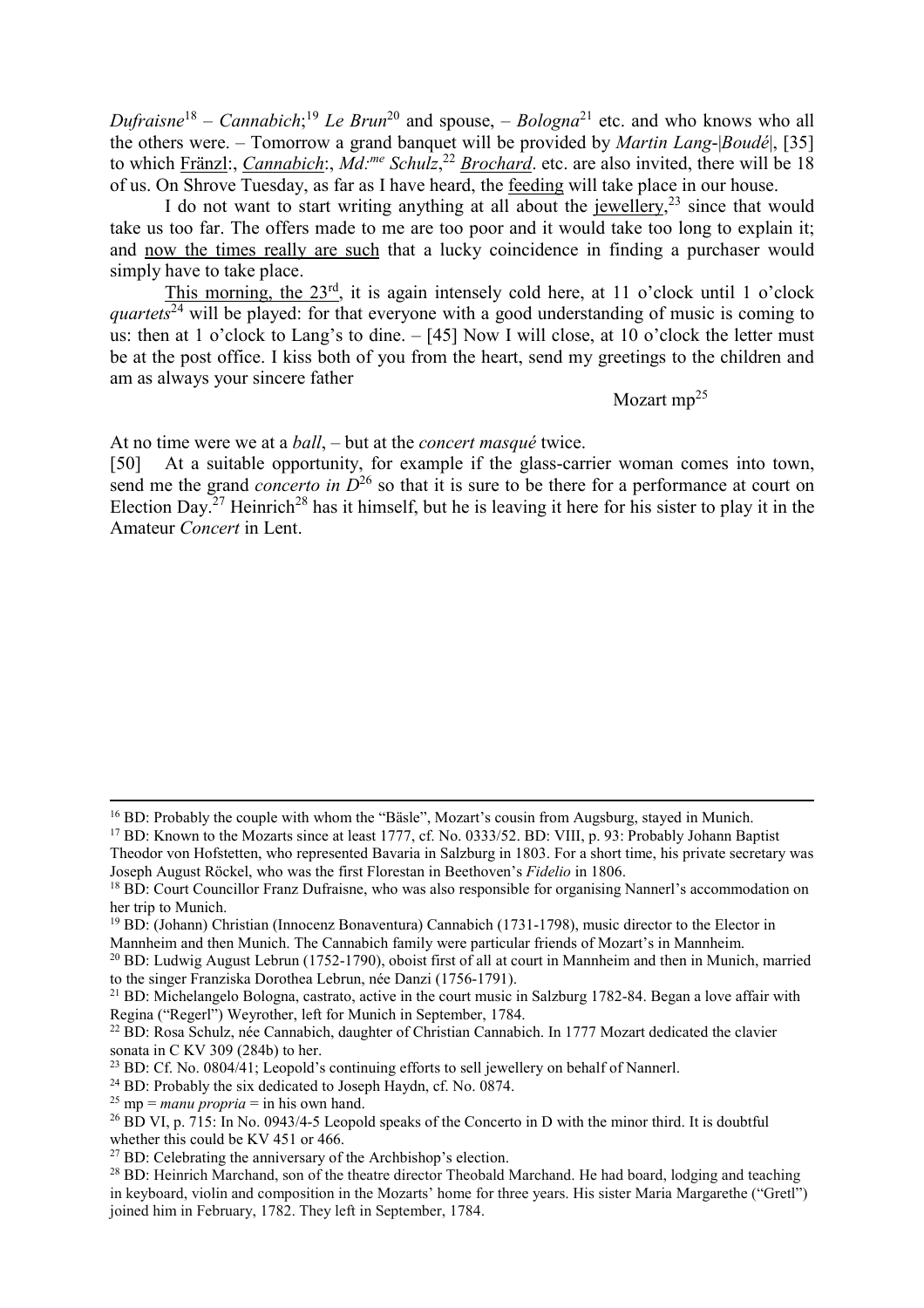*Dufraisne*[18] – *Cannabich*;[19] *Le Brun*[20] and spouse, – *Bologna*[21] etc. and who knows who all the others were. – Tomorrow a grand banquet will be provided by *Martin Lang*-|*Boudé*|, [35] to which Fränzl:, *Cannabich*:, *Md:me Schulz*,[22] *Brochard*. etc. are also invited, there will be 18 of us. On Shrove Tuesday, as far as I have heard, the feeding will take place in our house.

I do not want to start writing anything at all about the jewellery,[23] since that would take us too far. The offers made to me are too poor and it would take too long to explain it; and now the times really are such that a lucky coincidence in finding a purchaser would simply have to take place.

This morning, the 23rd, it is again intensely cold here, at 11 o'clock until 1 o'clock *quartets*[24] will be played: for that everyone with a good understanding of music is coming to us: then at 1 o'clock to Lang's to dine. – [45] Now I will close, at 10 o'clock the letter must be at the post office. I kiss both of you from the heart, send my greetings to the children and am as always your sincere father

Mozart mp[25]

At no time were we at a *ball*, – but at the *concert masqué* twice.

[50] At a suitable opportunity, for example if the glass-carrier woman comes into town, send me the grand *concerto in D*[26] so that it is sure to be there for a performance at court on Election Day.[27] Heinrich[28] has it himself, but he is leaving it here for his sister to play it in the Amateur *Concert* in Lent.

---

[16] BD: Probably the couple with whom the "Bäsle", Mozart's cousin from Augsburg, stayed in Munich.

[17] BD: Known to the Mozarts since at least 1777, cf. No. 0333/52. BD: VIII, p. 93: Probably Johann Baptist Theodor von Hofstetten, who represented Bavaria in Salzburg in 1803. For a short time, his private secretary was Joseph August Röckel, who was the first Florestan in Beethoven's *Fidelio* in 1806.

[18] BD: Court Councillor Franz Dufraisne, who was also responsible for organising Nannerl's accommodation on her trip to Munich.

[19] BD: (Johann) Christian (Innocenz Bonaventura) Cannabich (1731-1798), music director to the Elector in Mannheim and then Munich. The Cannabich family were particular friends of Mozart's in Mannheim.

[20] BD: Ludwig August Lebrun (1752-1790), oboist first of all at court in Mannheim and then in Munich, married to the singer Franziska Dorothea Lebrun, née Danzi (1756-1791).

[21] BD: Michelangelo Bologna, castrato, active in the court music in Salzburg 1782-84. Began a love affair with Regina ("Regerl") Weyrother, left for Munich in September, 1784.

[22] BD: Rosa Schulz, née Cannabich, daughter of Christian Cannabich. In 1777 Mozart dedicated the clavier sonata in C KV 309 (284b) to her.

[23] BD: Cf. No. 0804/41; Leopold's continuing efforts to sell jewellery on behalf of Nannerl.

[24] BD: Probably the six dedicated to Joseph Haydn, cf. No. 0874.

[25] mp = *manu propria* = in his own hand.

[26] BD VI, p. 715: In No. 0943/4-5 Leopold speaks of the Concerto in D with the minor third. It is doubtful whether this could be KV 451 or 466.

[27] BD: Celebrating the anniversary of the Archbishop's election.

[28] BD: Heinrich Marchand, son of the theatre director Theobald Marchand. He had board, lodging and teaching in keyboard, violin and composition in the Mozarts' home for three years. His sister Maria Margarethe ("Gretl") joined him in February, 1782. They left in September, 1784.